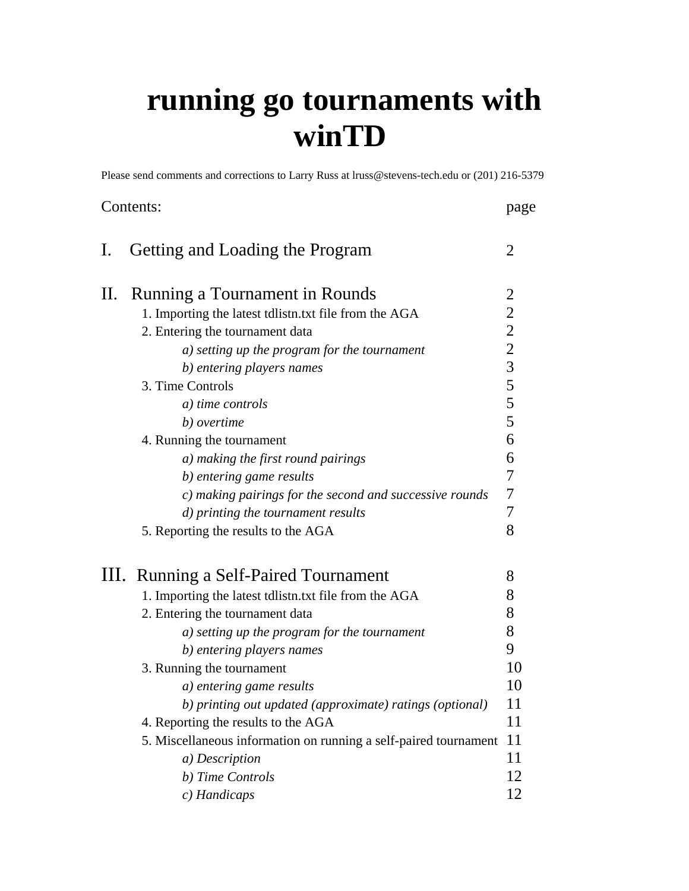# running go tournaments with winTD

Please send comments and corrections to Larry Russ at lruss@stevens-tech.edu or (201) 216-5379

| Contents: | page |
| --- | --- |
| I. Getting and Loading the Program | 2 |
| II. Running a Tournament in Rounds | 2 |
| 1. Importing the latest tdlistn.txt file from the AGA | 2 |
| 2. Entering the tournament data | 2 |
| *a) setting up the program for the tournament* | 2 |
| *b) entering players names* | 3 |
| 3. Time Controls | 5 |
| *a) time controls* | 5 |
| *b) overtime* | 5 |
| 4. Running the tournament | 6 |
| *a) making the first round pairings* | 6 |
| *b) entering game results* | 7 |
| *c) making pairings for the second and successive rounds* | 7 |
| *d) printing the tournament results* | 7 |
| 5. Reporting the results to the AGA | 8 |
| III. Running a Self-Paired Tournament | 8 |
| 1. Importing the latest tdlistn.txt file from the AGA | 8 |
| 2. Entering the tournament data | 8 |
| *a) setting up the program for the tournament* | 8 |
| *b) entering players names* | 9 |
| 3. Running the tournament | 10 |
| *a) entering game results* | 10 |
| *b) printing out updated (approximate) ratings (optional)* | 11 |
| 4. Reporting the results to the AGA | 11 |
| 5. Miscellaneous information on running a self-paired tournament | 11 |
| *a) Description* | 11 |
| *b) Time Controls* | 12 |
| *c) Handicaps* | 12 |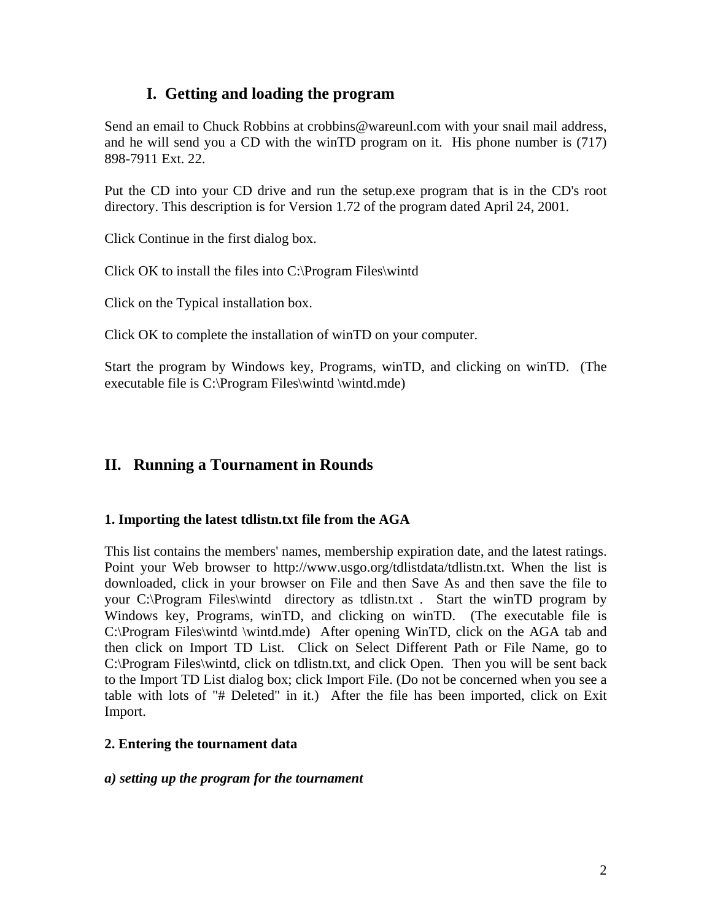## I. Getting and loading the program

Send an email to Chuck Robbins at crobbins@wareunl.com with your snail mail address, and he will send you a CD with the winTD program on it. His phone number is (717) 898-7911 Ext. 22.

Put the CD into your CD drive and run the setup.exe program that is in the CD's root directory. This description is for Version 1.72 of the program dated April 24, 2001.

Click Continue in the first dialog box.

Click OK to install the files into C:\Program Files\wintd

Click on the Typical installation box.

Click OK to complete the installation of winTD on your computer.

Start the program by Windows key, Programs, winTD, and clicking on winTD. (The executable file is C:\Program Files\wintd \wintd.mde)

## II. Running a Tournament in Rounds

### 1. Importing the latest tdlistn.txt file from the AGA

This list contains the members' names, membership expiration date, and the latest ratings. Point your Web browser to http://www.usgo.org/tdlistdata/tdlistn.txt. When the list is downloaded, click in your browser on File and then Save As and then save the file to your C:\Program Files\wintd directory as tdlistn.txt . Start the winTD program by Windows key, Programs, winTD, and clicking on winTD. (The executable file is C:\Program Files\wintd \wintd.mde) After opening WinTD, click on the AGA tab and then click on Import TD List. Click on Select Different Path or File Name, go to C:\Program Files\wintd, click on tdlistn.txt, and click Open. Then you will be sent back to the Import TD List dialog box; click Import File. (Do not be concerned when you see a table with lots of "# Deleted" in it.) After the file has been imported, click on Exit Import.

### 2. Entering the tournament data

***a) setting up the program for the tournament***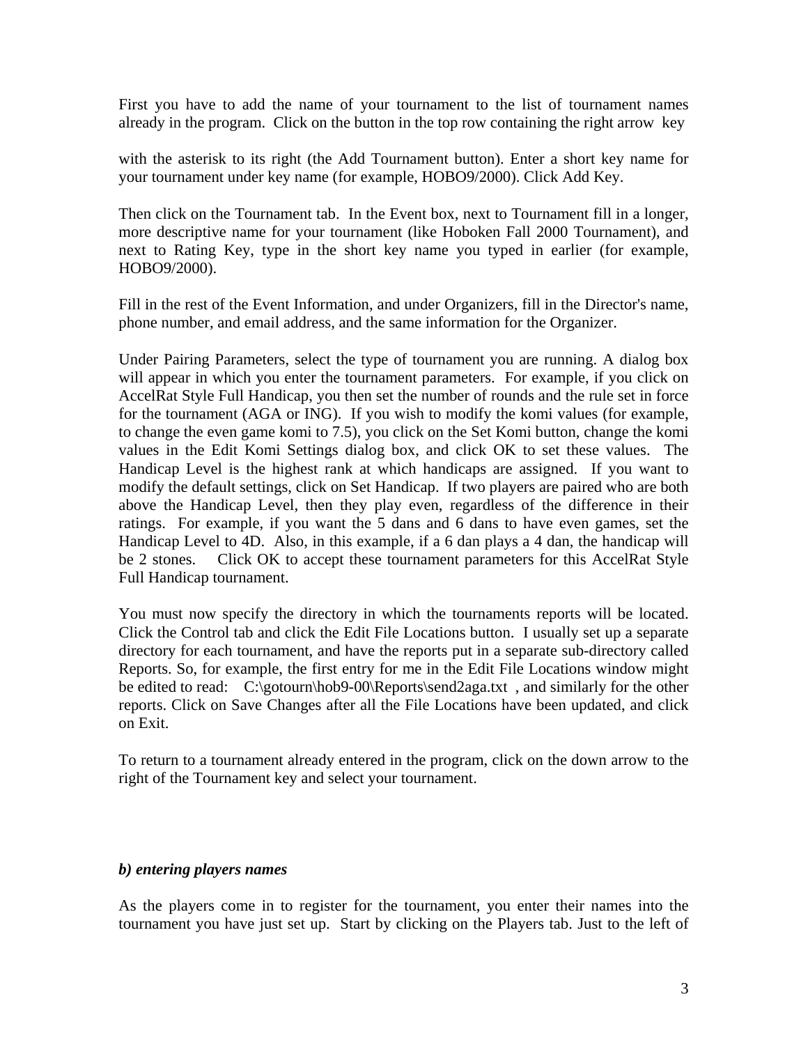First you have to add the name of your tournament to the list of tournament names already in the program. Click on the button in the top row containing the right arrow key

with the asterisk to its right (the Add Tournament button). Enter a short key name for your tournament under key name (for example, HOBO9/2000). Click Add Key.

Then click on the Tournament tab. In the Event box, next to Tournament fill in a longer, more descriptive name for your tournament (like Hoboken Fall 2000 Tournament), and next to Rating Key, type in the short key name you typed in earlier (for example, HOBO9/2000).

Fill in the rest of the Event Information, and under Organizers, fill in the Director's name, phone number, and email address, and the same information for the Organizer.

Under Pairing Parameters, select the type of tournament you are running. A dialog box will appear in which you enter the tournament parameters. For example, if you click on AccelRat Style Full Handicap, you then set the number of rounds and the rule set in force for the tournament (AGA or ING). If you wish to modify the komi values (for example, to change the even game komi to 7.5), you click on the Set Komi button, change the komi values in the Edit Komi Settings dialog box, and click OK to set these values. The Handicap Level is the highest rank at which handicaps are assigned. If you want to modify the default settings, click on Set Handicap. If two players are paired who are both above the Handicap Level, then they play even, regardless of the difference in their ratings. For example, if you want the 5 dans and 6 dans to have even games, set the Handicap Level to 4D. Also, in this example, if a 6 dan plays a 4 dan, the handicap will be 2 stones. Click OK to accept these tournament parameters for this AccelRat Style Full Handicap tournament.

You must now specify the directory in which the tournaments reports will be located. Click the Control tab and click the Edit File Locations button. I usually set up a separate directory for each tournament, and have the reports put in a separate sub-directory called Reports. So, for example, the first entry for me in the Edit File Locations window might be edited to read: C:\gotourn\hob9-00\Reports\send2aga.txt , and similarly for the other reports. Click on Save Changes after all the File Locations have been updated, and click on Exit.

To return to a tournament already entered in the program, click on the down arrow to the right of the Tournament key and select your tournament.

***b) entering players names***

As the players come in to register for the tournament, you enter their names into the tournament you have just set up. Start by clicking on the Players tab. Just to the left of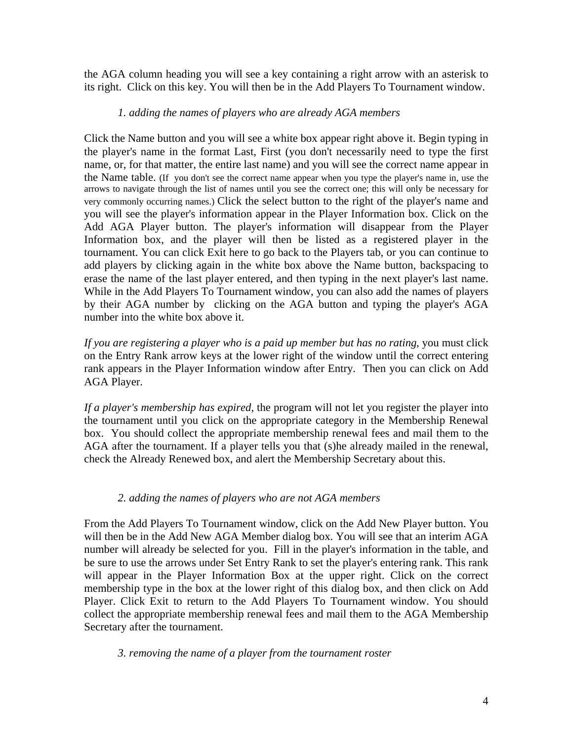the AGA column heading you will see a key containing a right arrow with an asterisk to its right. Click on this key. You will then be in the Add Players To Tournament window.

*1. adding the names of players who are already AGA members*

Click the Name button and you will see a white box appear right above it. Begin typing in the player's name in the format Last, First (you don't necessarily need to type the first name, or, for that matter, the entire last name) and you will see the correct name appear in the Name table. (If you don't see the correct name appear when you type the player's name in, use the arrows to navigate through the list of names until you see the correct one; this will only be necessary for very commonly occurring names.) Click the select button to the right of the player's name and you will see the player's information appear in the Player Information box. Click on the Add AGA Player button. The player's information will disappear from the Player Information box, and the player will then be listed as a registered player in the tournament. You can click Exit here to go back to the Players tab, or you can continue to add players by clicking again in the white box above the Name button, backspacing to erase the name of the last player entered, and then typing in the next player's last name. While in the Add Players To Tournament window, you can also add the names of players by their AGA number by clicking on the AGA button and typing the player's AGA number into the white box above it.

*If you are registering a player who is a paid up member but has no rating*, you must click on the Entry Rank arrow keys at the lower right of the window until the correct entering rank appears in the Player Information window after Entry. Then you can click on Add AGA Player.

*If a player's membership has expired*, the program will not let you register the player into the tournament until you click on the appropriate category in the Membership Renewal box. You should collect the appropriate membership renewal fees and mail them to the AGA after the tournament. If a player tells you that (s)he already mailed in the renewal, check the Already Renewed box, and alert the Membership Secretary about this.

*2. adding the names of players who are not AGA members*

From the Add Players To Tournament window, click on the Add New Player button. You will then be in the Add New AGA Member dialog box. You will see that an interim AGA number will already be selected for you. Fill in the player's information in the table, and be sure to use the arrows under Set Entry Rank to set the player's entering rank. This rank will appear in the Player Information Box at the upper right. Click on the correct membership type in the box at the lower right of this dialog box, and then click on Add Player. Click Exit to return to the Add Players To Tournament window. You should collect the appropriate membership renewal fees and mail them to the AGA Membership Secretary after the tournament.

*3. removing the name of a player from the tournament roster*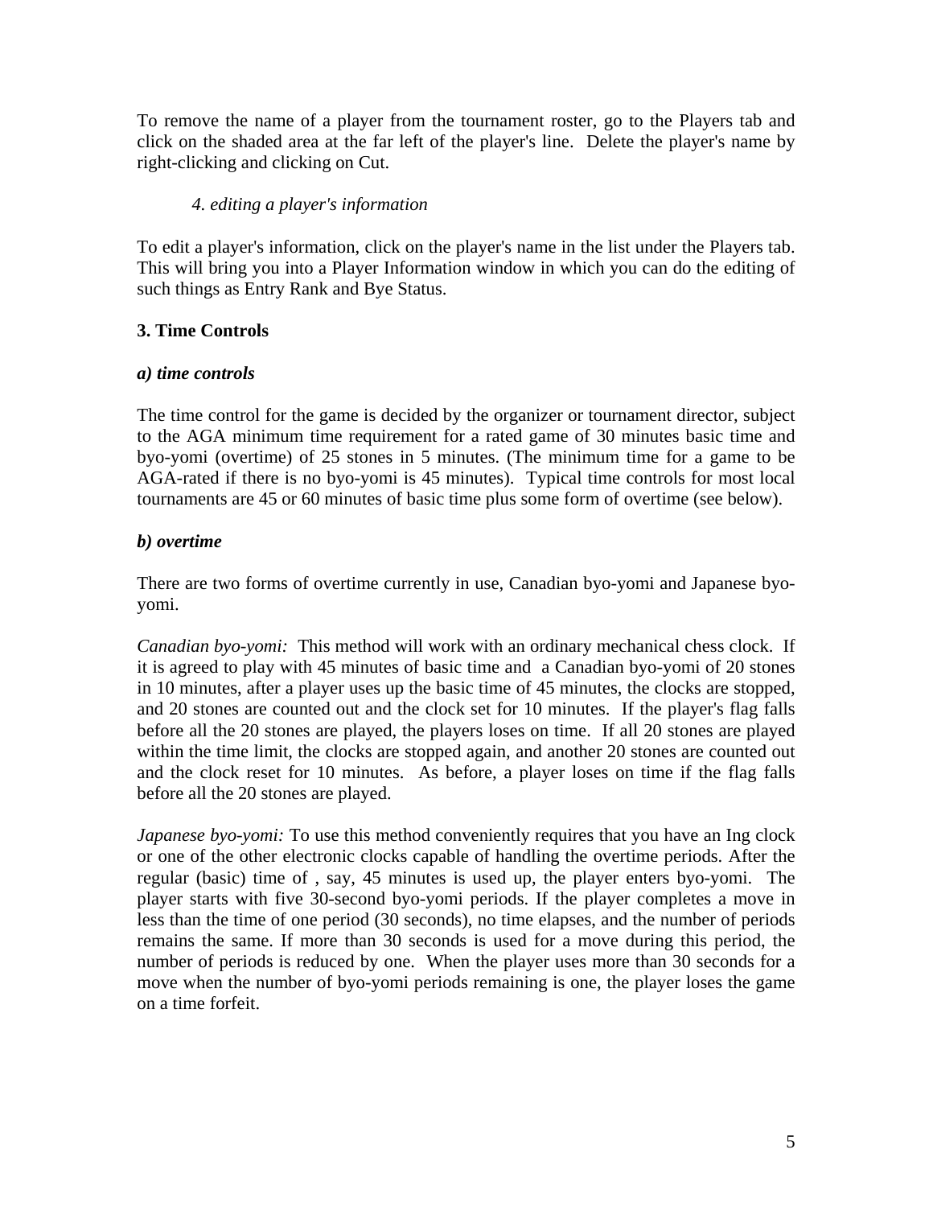To remove the name of a player from the tournament roster, go to the Players tab and click on the shaded area at the far left of the player's line. Delete the player's name by right-clicking and clicking on Cut.

*4. editing a player's information*

To edit a player's information, click on the player's name in the list under the Players tab. This will bring you into a Player Information window in which you can do the editing of such things as Entry Rank and Bye Status.

## 3. Time Controls

### *a) time controls*

The time control for the game is decided by the organizer or tournament director, subject to the AGA minimum time requirement for a rated game of 30 minutes basic time and byo-yomi (overtime) of 25 stones in 5 minutes. (The minimum time for a game to be AGA-rated if there is no byo-yomi is 45 minutes). Typical time controls for most local tournaments are 45 or 60 minutes of basic time plus some form of overtime (see below).

### *b) overtime*

There are two forms of overtime currently in use, Canadian byo-yomi and Japanese byo-yomi.

*Canadian byo-yomi:* This method will work with an ordinary mechanical chess clock. If it is agreed to play with 45 minutes of basic time and a Canadian byo-yomi of 20 stones in 10 minutes, after a player uses up the basic time of 45 minutes, the clocks are stopped, and 20 stones are counted out and the clock set for 10 minutes. If the player's flag falls before all the 20 stones are played, the players loses on time. If all 20 stones are played within the time limit, the clocks are stopped again, and another 20 stones are counted out and the clock reset for 10 minutes. As before, a player loses on time if the flag falls before all the 20 stones are played.

*Japanese byo-yomi:* To use this method conveniently requires that you have an Ing clock or one of the other electronic clocks capable of handling the overtime periods. After the regular (basic) time of , say, 45 minutes is used up, the player enters byo-yomi. The player starts with five 30-second byo-yomi periods. If the player completes a move in less than the time of one period (30 seconds), no time elapses, and the number of periods remains the same. If more than 30 seconds is used for a move during this period, the number of periods is reduced by one. When the player uses more than 30 seconds for a move when the number of byo-yomi periods remaining is one, the player loses the game on a time forfeit.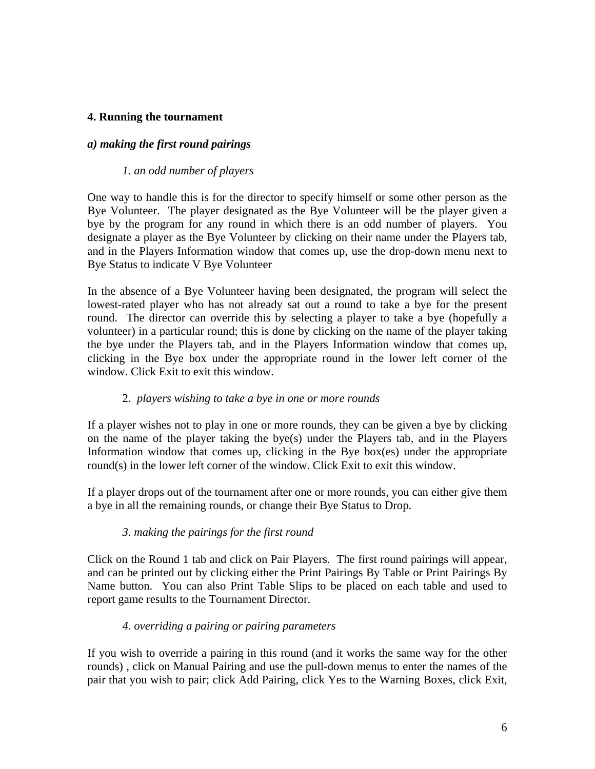## 4. Running the tournament

### *a) making the first round pairings*

*1. an odd number of players*

One way to handle this is for the director to specify himself or some other person as the Bye Volunteer. The player designated as the Bye Volunteer will be the player given a bye by the program for any round in which there is an odd number of players. You designate a player as the Bye Volunteer by clicking on their name under the Players tab, and in the Players Information window that comes up, use the drop-down menu next to Bye Status to indicate V Bye Volunteer

In the absence of a Bye Volunteer having been designated, the program will select the lowest-rated player who has not already sat out a round to take a bye for the present round. The director can override this by selecting a player to take a bye (hopefully a volunteer) in a particular round; this is done by clicking on the name of the player taking the bye under the Players tab, and in the Players Information window that comes up, clicking in the Bye box under the appropriate round in the lower left corner of the window. Click Exit to exit this window.

2. *players wishing to take a bye in one or more rounds*

If a player wishes not to play in one or more rounds, they can be given a bye by clicking on the name of the player taking the bye(s) under the Players tab, and in the Players Information window that comes up, clicking in the Bye box(es) under the appropriate round(s) in the lower left corner of the window. Click Exit to exit this window.

If a player drops out of the tournament after one or more rounds, you can either give them a bye in all the remaining rounds, or change their Bye Status to Drop.

*3. making the pairings for the first round*

Click on the Round 1 tab and click on Pair Players. The first round pairings will appear, and can be printed out by clicking either the Print Pairings By Table or Print Pairings By Name button. You can also Print Table Slips to be placed on each table and used to report game results to the Tournament Director.

*4. overriding a pairing or pairing parameters*

If you wish to override a pairing in this round (and it works the same way for the other rounds) , click on Manual Pairing and use the pull-down menus to enter the names of the pair that you wish to pair; click Add Pairing, click Yes to the Warning Boxes, click Exit,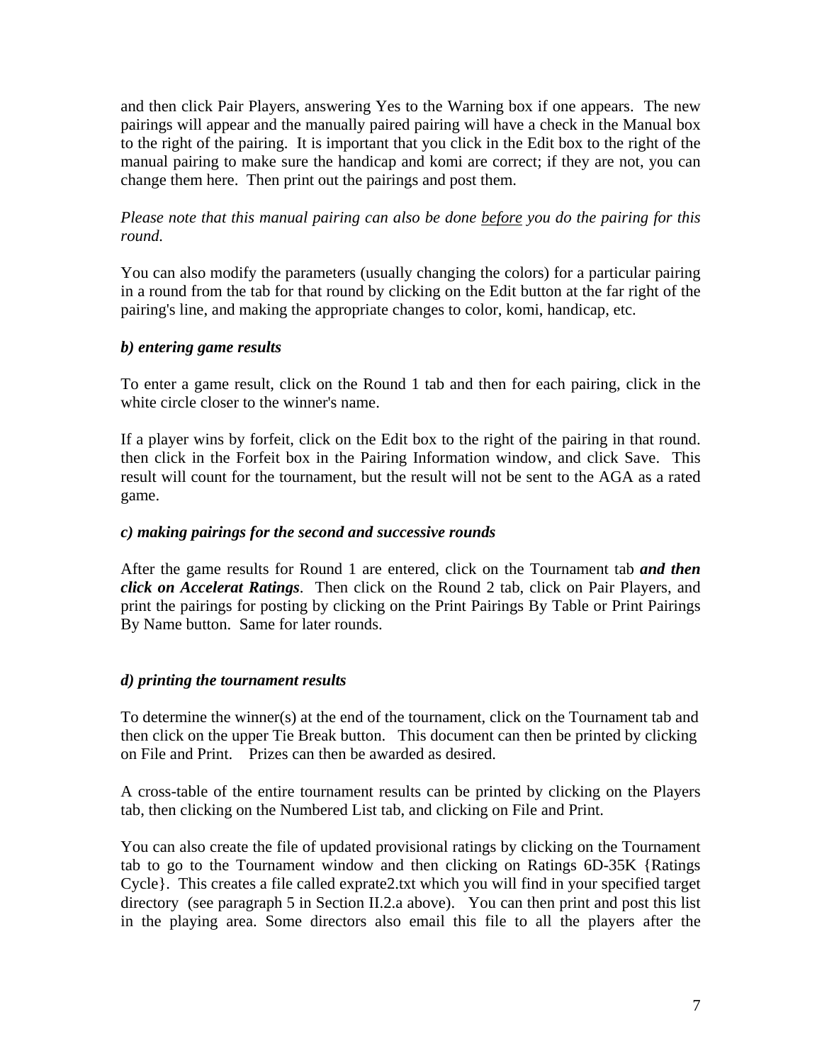and then click Pair Players, answering Yes to the Warning box if one appears. The new pairings will appear and the manually paired pairing will have a check in the Manual box to the right of the pairing. It is important that you click in the Edit box to the right of the manual pairing to make sure the handicap and komi are correct; if they are not, you can change them here. Then print out the pairings and post them.

*Please note that this manual pairing can also be done <u>before</u> you do the pairing for this round.*

You can also modify the parameters (usually changing the colors) for a particular pairing in a round from the tab for that round by clicking on the Edit button at the far right of the pairing's line, and making the appropriate changes to color, komi, handicap, etc.

### *b) entering game results*

To enter a game result, click on the Round 1 tab and then for each pairing, click in the white circle closer to the winner's name.

If a player wins by forfeit, click on the Edit box to the right of the pairing in that round. then click in the Forfeit box in the Pairing Information window, and click Save. This result will count for the tournament, but the result will not be sent to the AGA as a rated game.

### *c) making pairings for the second and successive rounds*

After the game results for Round 1 are entered, click on the Tournament tab ***and then click on Accelerat Ratings***. Then click on the Round 2 tab, click on Pair Players, and print the pairings for posting by clicking on the Print Pairings By Table or Print Pairings By Name button. Same for later rounds.

### *d) printing the tournament results*

To determine the winner(s) at the end of the tournament, click on the Tournament tab and then click on the upper Tie Break button. This document can then be printed by clicking on File and Print. Prizes can then be awarded as desired.

A cross-table of the entire tournament results can be printed by clicking on the Players tab, then clicking on the Numbered List tab, and clicking on File and Print.

You can also create the file of updated provisional ratings by clicking on the Tournament tab to go to the Tournament window and then clicking on Ratings 6D-35K {Ratings Cycle}. This creates a file called exprate2.txt which you will find in your specified target directory (see paragraph 5 in Section II.2.a above). You can then print and post this list in the playing area. Some directors also email this file to all the players after the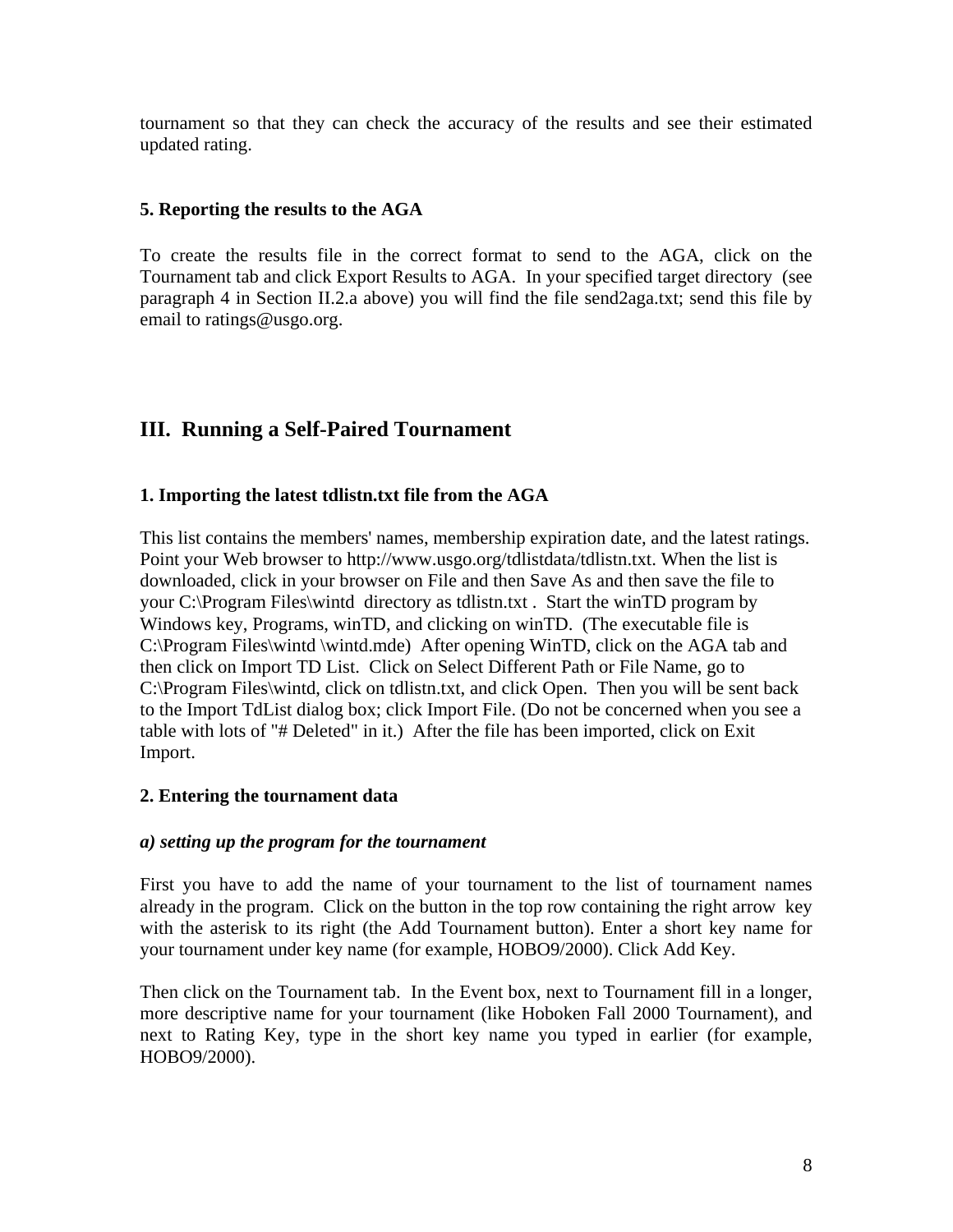tournament so that they can check the accuracy of the results and see their estimated updated rating.

### 5. Reporting the results to the AGA

To create the results file in the correct format to send to the AGA, click on the Tournament tab and click Export Results to AGA. In your specified target directory (see paragraph 4 in Section II.2.a above) you will find the file send2aga.txt; send this file by email to ratings@usgo.org.

## III. Running a Self-Paired Tournament

### 1. Importing the latest tdlistn.txt file from the AGA

This list contains the members' names, membership expiration date, and the latest ratings. Point your Web browser to http://www.usgo.org/tdlistdata/tdlistn.txt. When the list is downloaded, click in your browser on File and then Save As and then save the file to your C:\Program Files\wintd directory as tdlistn.txt . Start the winTD program by Windows key, Programs, winTD, and clicking on winTD. (The executable file is C:\Program Files\wintd \wintd.mde) After opening WinTD, click on the AGA tab and then click on Import TD List. Click on Select Different Path or File Name, go to C:\Program Files\wintd, click on tdlistn.txt, and click Open. Then you will be sent back to the Import TdList dialog box; click Import File. (Do not be concerned when you see a table with lots of "# Deleted" in it.) After the file has been imported, click on Exit Import.

### 2. Entering the tournament data

#### *a) setting up the program for the tournament*

First you have to add the name of your tournament to the list of tournament names already in the program. Click on the button in the top row containing the right arrow key with the asterisk to its right (the Add Tournament button). Enter a short key name for your tournament under key name (for example, HOBO9/2000). Click Add Key.

Then click on the Tournament tab. In the Event box, next to Tournament fill in a longer, more descriptive name for your tournament (like Hoboken Fall 2000 Tournament), and next to Rating Key, type in the short key name you typed in earlier (for example, HOBO9/2000).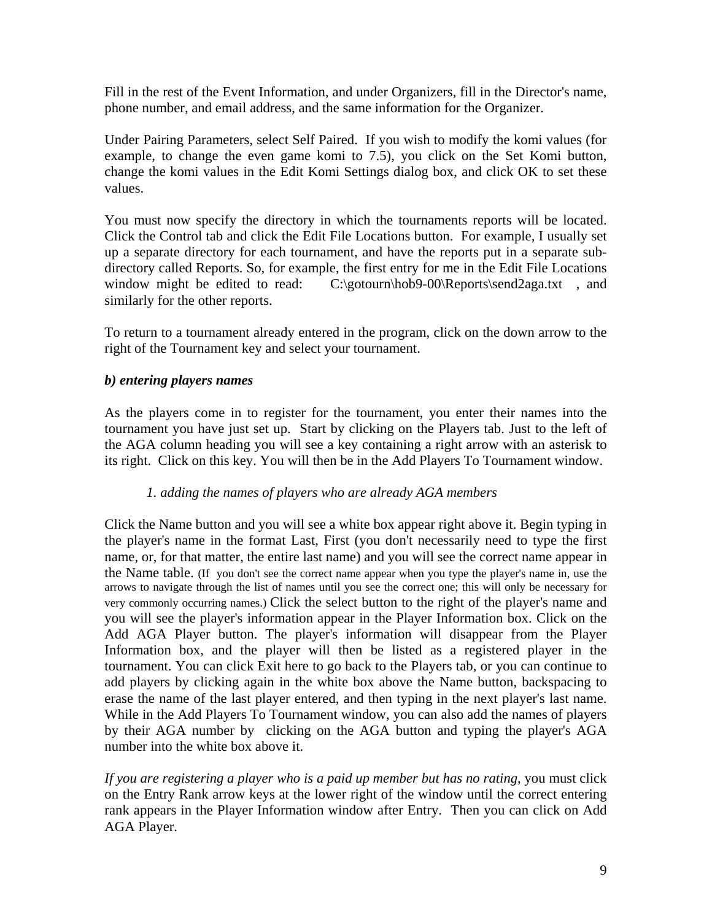Fill in the rest of the Event Information, and under Organizers, fill in the Director's name, phone number, and email address, and the same information for the Organizer.

Under Pairing Parameters, select Self Paired. If you wish to modify the komi values (for example, to change the even game komi to 7.5), you click on the Set Komi button, change the komi values in the Edit Komi Settings dialog box, and click OK to set these values.

You must now specify the directory in which the tournaments reports will be located. Click the Control tab and click the Edit File Locations button. For example, I usually set up a separate directory for each tournament, and have the reports put in a separate sub-directory called Reports. So, for example, the first entry for me in the Edit File Locations window might be edited to read: C:\gotourn\hob9-00\Reports\send2aga.txt , and similarly for the other reports.

To return to a tournament already entered in the program, click on the down arrow to the right of the Tournament key and select your tournament.

### *b) entering players names*

As the players come in to register for the tournament, you enter their names into the tournament you have just set up. Start by clicking on the Players tab. Just to the left of the AGA column heading you will see a key containing a right arrow with an asterisk to its right. Click on this key. You will then be in the Add Players To Tournament window.

#### *1. adding the names of players who are already AGA members*

Click the Name button and you will see a white box appear right above it. Begin typing in the player's name in the format Last, First (you don't necessarily need to type the first name, or, for that matter, the entire last name) and you will see the correct name appear in the Name table. (If you don't see the correct name appear when you type the player's name in, use the arrows to navigate through the list of names until you see the correct one; this will only be necessary for very commonly occurring names.) Click the select button to the right of the player's name and you will see the player's information appear in the Player Information box. Click on the Add AGA Player button. The player's information will disappear from the Player Information box, and the player will then be listed as a registered player in the tournament. You can click Exit here to go back to the Players tab, or you can continue to add players by clicking again in the white box above the Name button, backspacing to erase the name of the last player entered, and then typing in the next player's last name. While in the Add Players To Tournament window, you can also add the names of players by their AGA number by clicking on the AGA button and typing the player's AGA number into the white box above it.

*If you are registering a player who is a paid up member but has no rating*, you must click on the Entry Rank arrow keys at the lower right of the window until the correct entering rank appears in the Player Information window after Entry. Then you can click on Add AGA Player.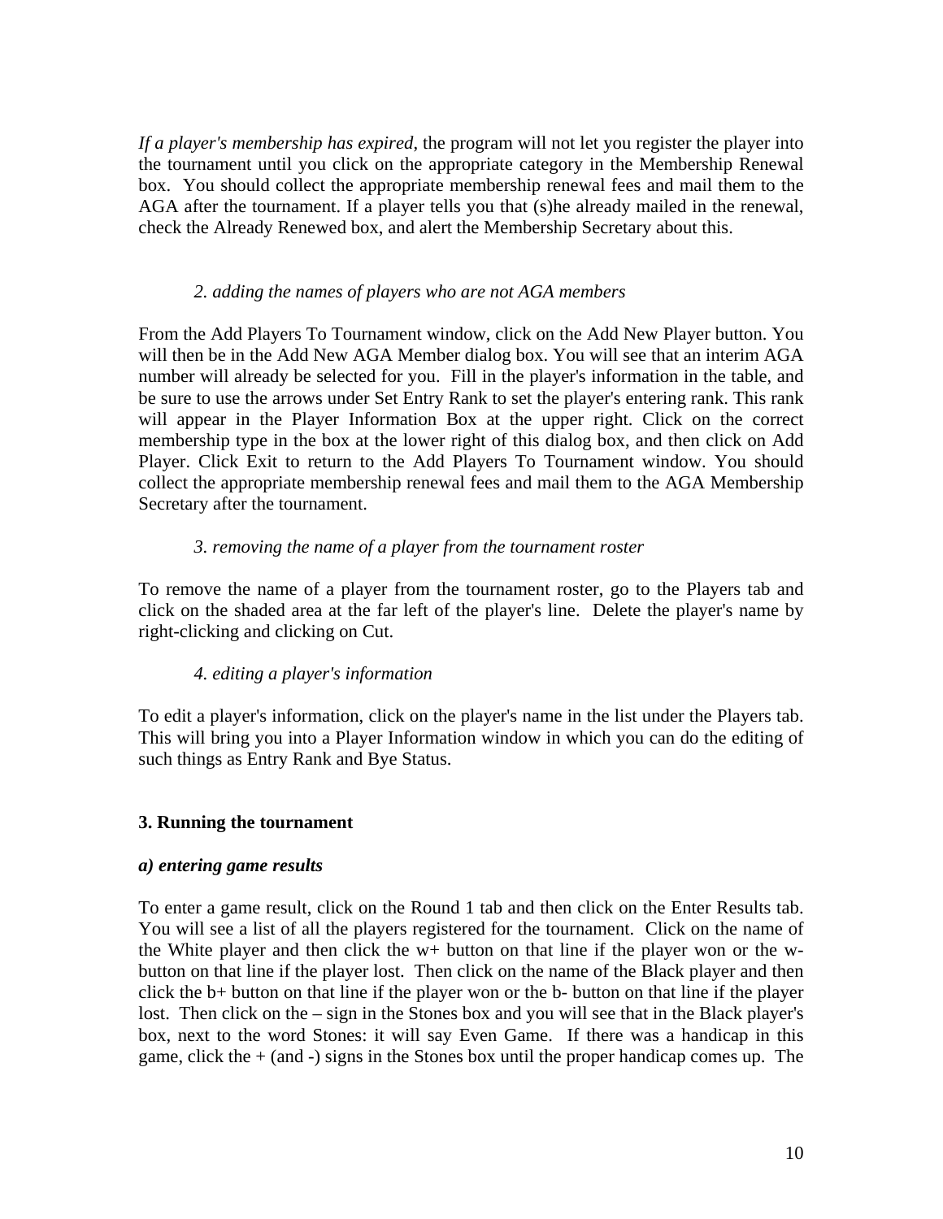*If a player's membership has expired*, the program will not let you register the player into the tournament until you click on the appropriate category in the Membership Renewal box. You should collect the appropriate membership renewal fees and mail them to the AGA after the tournament. If a player tells you that (s)he already mailed in the renewal, check the Already Renewed box, and alert the Membership Secretary about this.

*2. adding the names of players who are not AGA members*

From the Add Players To Tournament window, click on the Add New Player button. You will then be in the Add New AGA Member dialog box. You will see that an interim AGA number will already be selected for you. Fill in the player's information in the table, and be sure to use the arrows under Set Entry Rank to set the player's entering rank. This rank will appear in the Player Information Box at the upper right. Click on the correct membership type in the box at the lower right of this dialog box, and then click on Add Player. Click Exit to return to the Add Players To Tournament window. You should collect the appropriate membership renewal fees and mail them to the AGA Membership Secretary after the tournament.

*3. removing the name of a player from the tournament roster*

To remove the name of a player from the tournament roster, go to the Players tab and click on the shaded area at the far left of the player's line. Delete the player's name by right-clicking and clicking on Cut.

*4. editing a player's information*

To edit a player's information, click on the player's name in the list under the Players tab. This will bring you into a Player Information window in which you can do the editing of such things as Entry Rank and Bye Status.

## 3. Running the tournament

### *a) entering game results*

To enter a game result, click on the Round 1 tab and then click on the Enter Results tab. You will see a list of all the players registered for the tournament. Click on the name of the White player and then click the w+ button on that line if the player won or the w- button on that line if the player lost. Then click on the name of the Black player and then click the b+ button on that line if the player won or the b- button on that line if the player lost. Then click on the – sign in the Stones box and you will see that in the Black player's box, next to the word Stones: it will say Even Game. If there was a handicap in this game, click the + (and -) signs in the Stones box until the proper handicap comes up. The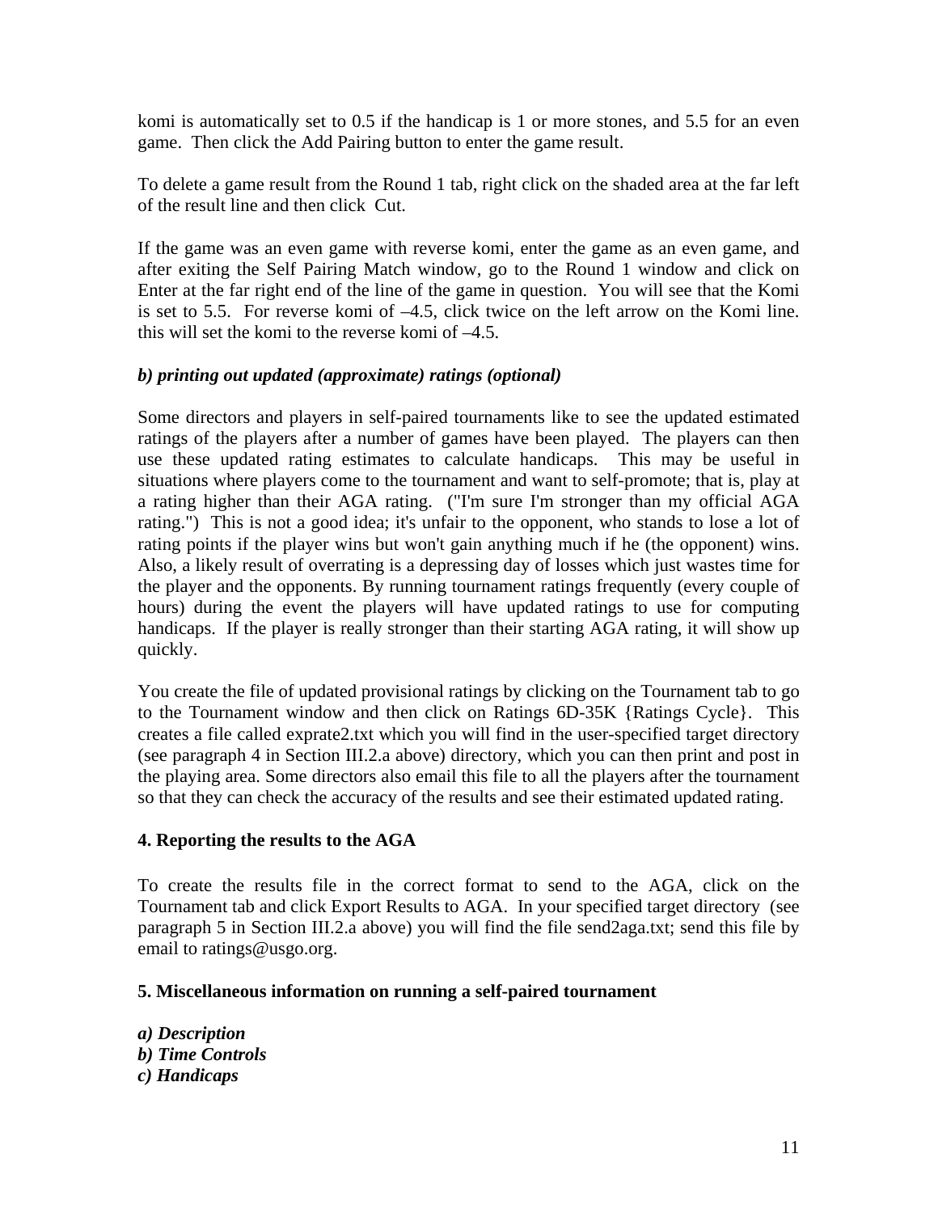komi is automatically set to 0.5 if the handicap is 1 or more stones, and 5.5 for an even game. Then click the Add Pairing button to enter the game result.

To delete a game result from the Round 1 tab, right click on the shaded area at the far left of the result line and then click Cut.

If the game was an even game with reverse komi, enter the game as an even game, and after exiting the Self Pairing Match window, go to the Round 1 window and click on Enter at the far right end of the line of the game in question. You will see that the Komi is set to 5.5. For reverse komi of –4.5, click twice on the left arrow on the Komi line. this will set the komi to the reverse komi of –4.5.

***b) printing out updated (approximate) ratings (optional)***

Some directors and players in self-paired tournaments like to see the updated estimated ratings of the players after a number of games have been played. The players can then use these updated rating estimates to calculate handicaps. This may be useful in situations where players come to the tournament and want to self-promote; that is, play at a rating higher than their AGA rating. ("I'm sure I'm stronger than my official AGA rating.") This is not a good idea; it's unfair to the opponent, who stands to lose a lot of rating points if the player wins but won't gain anything much if he (the opponent) wins. Also, a likely result of overrating is a depressing day of losses which just wastes time for the player and the opponents. By running tournament ratings frequently (every couple of hours) during the event the players will have updated ratings to use for computing handicaps. If the player is really stronger than their starting AGA rating, it will show up quickly.

You create the file of updated provisional ratings by clicking on the Tournament tab to go to the Tournament window and then click on Ratings 6D-35K {Ratings Cycle}. This creates a file called exprate2.txt which you will find in the user-specified target directory (see paragraph 4 in Section III.2.a above) directory, which you can then print and post in the playing area. Some directors also email this file to all the players after the tournament so that they can check the accuracy of the results and see their estimated updated rating.

**4. Reporting the results to the AGA**

To create the results file in the correct format to send to the AGA, click on the Tournament tab and click Export Results to AGA. In your specified target directory (see paragraph 5 in Section III.2.a above) you will find the file send2aga.txt; send this file by email to ratings@usgo.org.

**5. Miscellaneous information on running a self-paired tournament**

***a) Description***
***b) Time Controls***
***c) Handicaps***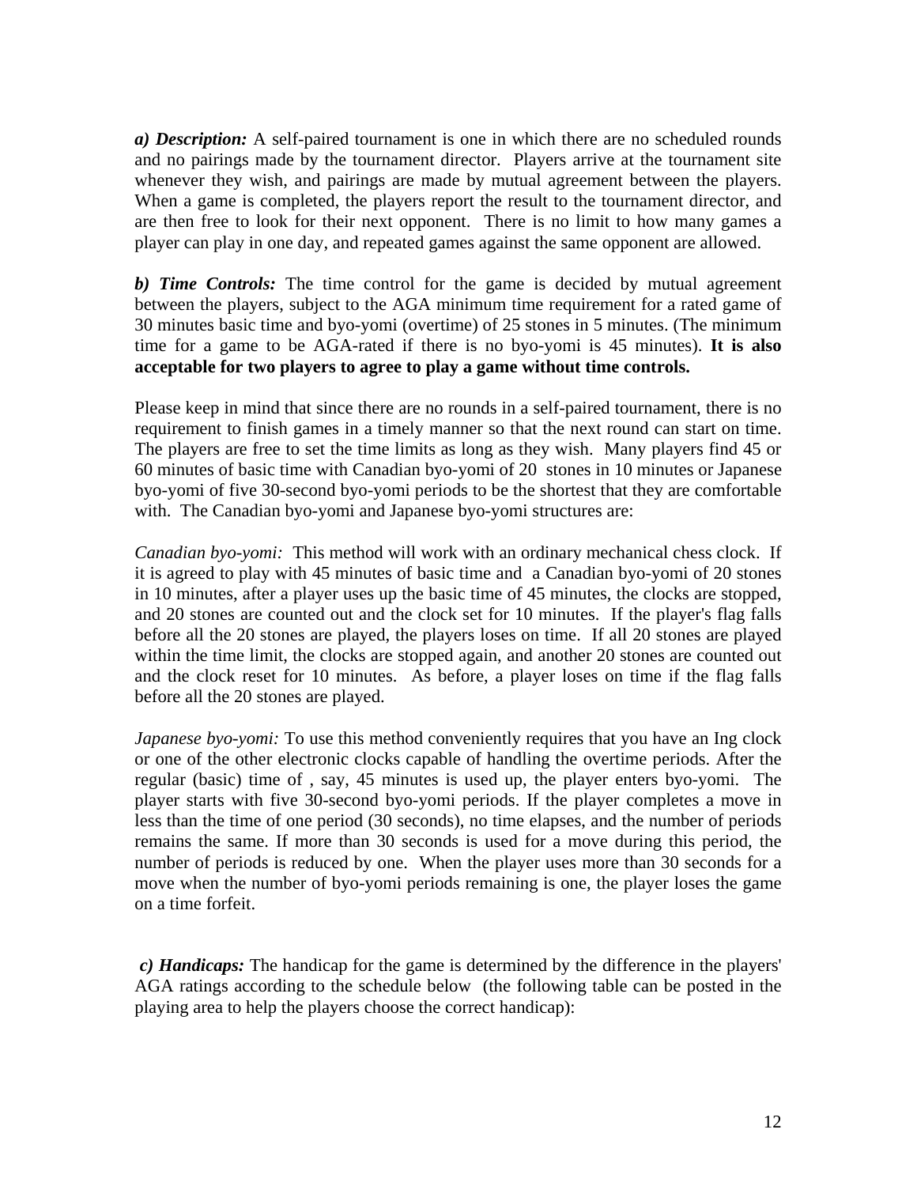***a) Description:*** A self-paired tournament is one in which there are no scheduled rounds and no pairings made by the tournament director. Players arrive at the tournament site whenever they wish, and pairings are made by mutual agreement between the players. When a game is completed, the players report the result to the tournament director, and are then free to look for their next opponent. There is no limit to how many games a player can play in one day, and repeated games against the same opponent are allowed.

***b) Time Controls:*** The time control for the game is decided by mutual agreement between the players, subject to the AGA minimum time requirement for a rated game of 30 minutes basic time and byo-yomi (overtime) of 25 stones in 5 minutes. (The minimum time for a game to be AGA-rated if there is no byo-yomi is 45 minutes). **It is also acceptable for two players to agree to play a game without time controls.**

Please keep in mind that since there are no rounds in a self-paired tournament, there is no requirement to finish games in a timely manner so that the next round can start on time. The players are free to set the time limits as long as they wish. Many players find 45 or 60 minutes of basic time with Canadian byo-yomi of 20 stones in 10 minutes or Japanese byo-yomi of five 30-second byo-yomi periods to be the shortest that they are comfortable with. The Canadian byo-yomi and Japanese byo-yomi structures are:

*Canadian byo-yomi:* This method will work with an ordinary mechanical chess clock. If it is agreed to play with 45 minutes of basic time and a Canadian byo-yomi of 20 stones in 10 minutes, after a player uses up the basic time of 45 minutes, the clocks are stopped, and 20 stones are counted out and the clock set for 10 minutes. If the player's flag falls before all the 20 stones are played, the players loses on time. If all 20 stones are played within the time limit, the clocks are stopped again, and another 20 stones are counted out and the clock reset for 10 minutes. As before, a player loses on time if the flag falls before all the 20 stones are played.

*Japanese byo-yomi:* To use this method conveniently requires that you have an Ing clock or one of the other electronic clocks capable of handling the overtime periods. After the regular (basic) time of , say, 45 minutes is used up, the player enters byo-yomi. The player starts with five 30-second byo-yomi periods. If the player completes a move in less than the time of one period (30 seconds), no time elapses, and the number of periods remains the same. If more than 30 seconds is used for a move during this period, the number of periods is reduced by one. When the player uses more than 30 seconds for a move when the number of byo-yomi periods remaining is one, the player loses the game on a time forfeit.

***c) Handicaps:*** The handicap for the game is determined by the difference in the players' AGA ratings according to the schedule below (the following table can be posted in the playing area to help the players choose the correct handicap):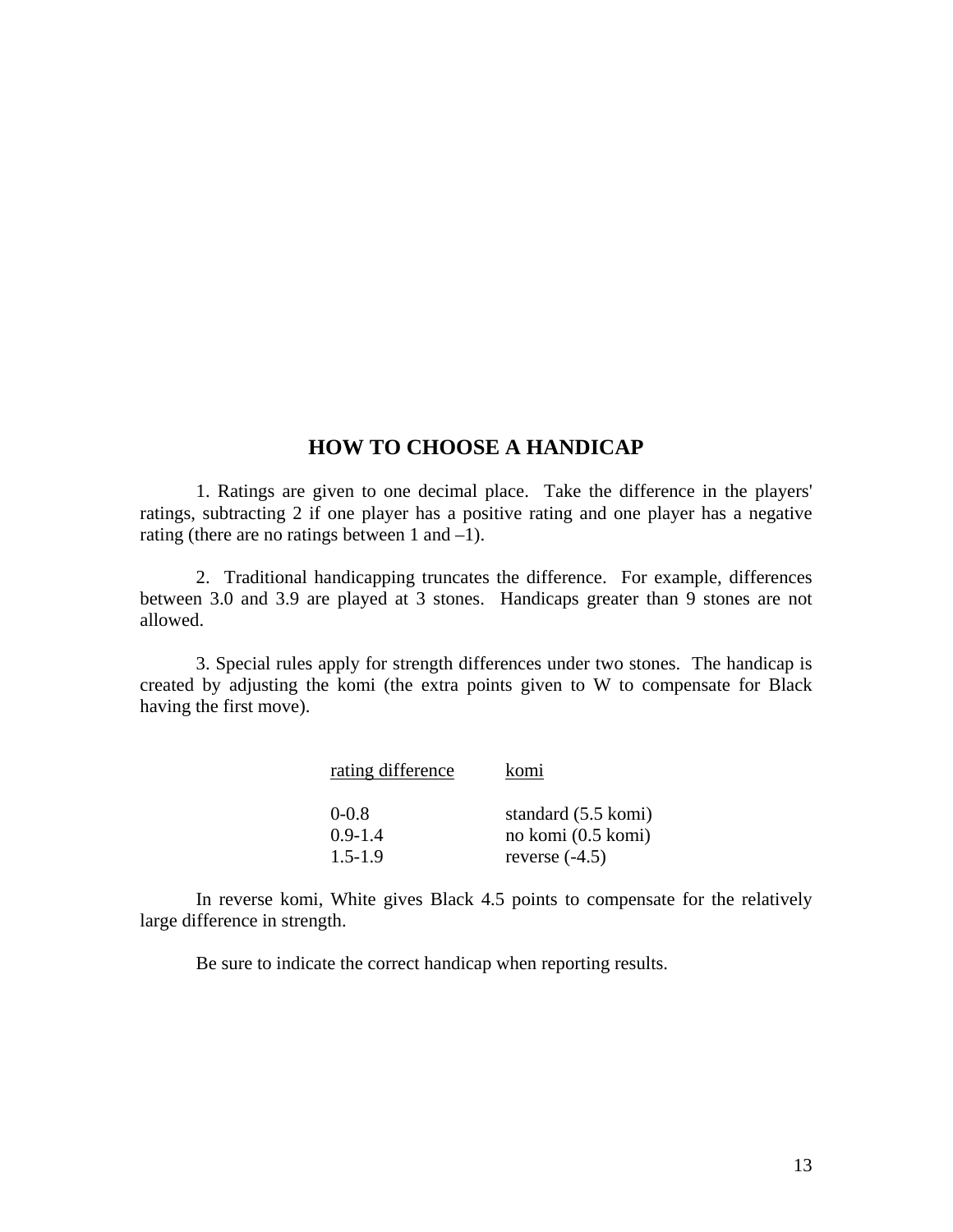## HOW TO CHOOSE A HANDICAP

1. Ratings are given to one decimal place. Take the difference in the players' ratings, subtracting 2 if one player has a positive rating and one player has a negative rating (there are no ratings between 1 and –1).

2. Traditional handicapping truncates the difference. For example, differences between 3.0 and 3.9 are played at 3 stones. Handicaps greater than 9 stones are not allowed.

3. Special rules apply for strength differences under two stones. The handicap is created by adjusting the komi (the extra points given to W to compensate for Black having the first move).

| rating difference | komi |
|---|---|
| 0-0.8 | standard (5.5 komi) |
| 0.9-1.4 | no komi (0.5 komi) |
| 1.5-1.9 | reverse (-4.5) |

In reverse komi, White gives Black 4.5 points to compensate for the relatively large difference in strength.

Be sure to indicate the correct handicap when reporting results.